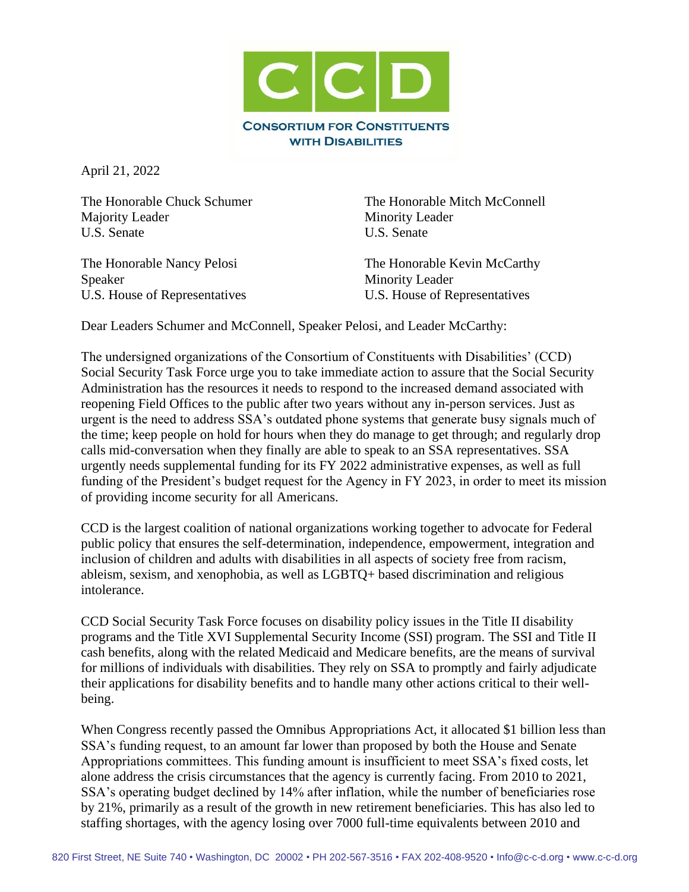# CCD

**CONSORTIUM FOR CONSTITUENTS WITH DISABILITIES**

April 21, 2022

The Honorable Chuck Schumer
Majority Leader
U.S. Senate

The Honorable Mitch McConnell
Minority Leader
U.S. Senate

The Honorable Nancy Pelosi
Speaker
U.S. House of Representatives

The Honorable Kevin McCarthy
Minority Leader
U.S. House of Representatives

Dear Leaders Schumer and McConnell, Speaker Pelosi, and Leader McCarthy:

The undersigned organizations of the Consortium of Constituents with Disabilities' (CCD) Social Security Task Force urge you to take immediate action to assure that the Social Security Administration has the resources it needs to respond to the increased demand associated with reopening Field Offices to the public after two years without any in-person services. Just as urgent is the need to address SSA's outdated phone systems that generate busy signals much of the time; keep people on hold for hours when they do manage to get through; and regularly drop calls mid-conversation when they finally are able to speak to an SSA representatives. SSA urgently needs supplemental funding for its FY 2022 administrative expenses, as well as full funding of the President's budget request for the Agency in FY 2023, in order to meet its mission of providing income security for all Americans.

CCD is the largest coalition of national organizations working together to advocate for Federal public policy that ensures the self-determination, independence, empowerment, integration and inclusion of children and adults with disabilities in all aspects of society free from racism, ableism, sexism, and xenophobia, as well as LGBTQ+ based discrimination and religious intolerance.

CCD Social Security Task Force focuses on disability policy issues in the Title II disability programs and the Title XVI Supplemental Security Income (SSI) program. The SSI and Title II cash benefits, along with the related Medicaid and Medicare benefits, are the means of survival for millions of individuals with disabilities. They rely on SSA to promptly and fairly adjudicate their applications for disability benefits and to handle many other actions critical to their well-being.

When Congress recently passed the Omnibus Appropriations Act, it allocated $1 billion less than SSA's funding request, to an amount far lower than proposed by both the House and Senate Appropriations committees. This funding amount is insufficient to meet SSA's fixed costs, let alone address the crisis circumstances that the agency is currently facing. From 2010 to 2021, SSA's operating budget declined by 14% after inflation, while the number of beneficiaries rose by 21%, primarily as a result of the growth in new retirement beneficiaries. This has also led to staffing shortages, with the agency losing over 7000 full-time equivalents between 2010 and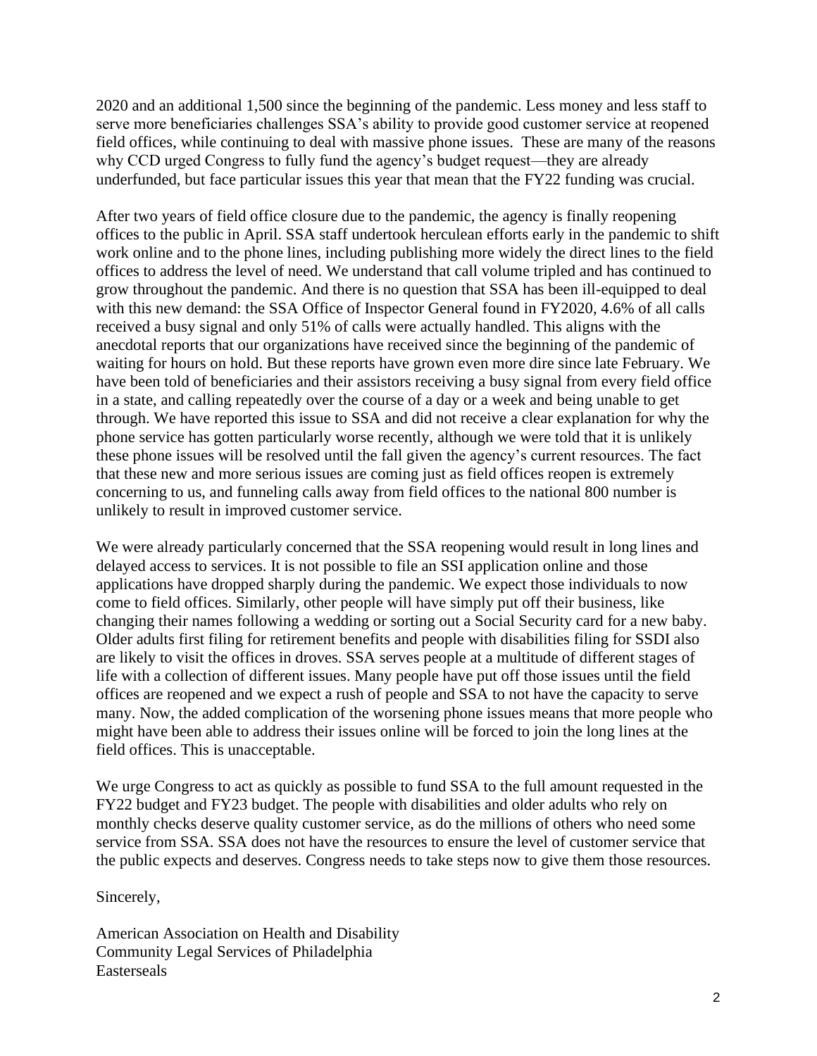2020 and an additional 1,500 since the beginning of the pandemic. Less money and less staff to serve more beneficiaries challenges SSA's ability to provide good customer service at reopened field offices, while continuing to deal with massive phone issues. These are many of the reasons why CCD urged Congress to fully fund the agency's budget request—they are already underfunded, but face particular issues this year that mean that the FY22 funding was crucial.

After two years of field office closure due to the pandemic, the agency is finally reopening offices to the public in April. SSA staff undertook herculean efforts early in the pandemic to shift work online and to the phone lines, including publishing more widely the direct lines to the field offices to address the level of need. We understand that call volume tripled and has continued to grow throughout the pandemic. And there is no question that SSA has been ill-equipped to deal with this new demand: the SSA Office of Inspector General found in FY2020, 4.6% of all calls received a busy signal and only 51% of calls were actually handled. This aligns with the anecdotal reports that our organizations have received since the beginning of the pandemic of waiting for hours on hold. But these reports have grown even more dire since late February. We have been told of beneficiaries and their assistors receiving a busy signal from every field office in a state, and calling repeatedly over the course of a day or a week and being unable to get through. We have reported this issue to SSA and did not receive a clear explanation for why the phone service has gotten particularly worse recently, although we were told that it is unlikely these phone issues will be resolved until the fall given the agency's current resources. The fact that these new and more serious issues are coming just as field offices reopen is extremely concerning to us, and funneling calls away from field offices to the national 800 number is unlikely to result in improved customer service.

We were already particularly concerned that the SSA reopening would result in long lines and delayed access to services. It is not possible to file an SSI application online and those applications have dropped sharply during the pandemic. We expect those individuals to now come to field offices. Similarly, other people will have simply put off their business, like changing their names following a wedding or sorting out a Social Security card for a new baby. Older adults first filing for retirement benefits and people with disabilities filing for SSDI also are likely to visit the offices in droves. SSA serves people at a multitude of different stages of life with a collection of different issues. Many people have put off those issues until the field offices are reopened and we expect a rush of people and SSA to not have the capacity to serve many. Now, the added complication of the worsening phone issues means that more people who might have been able to address their issues online will be forced to join the long lines at the field offices. This is unacceptable.

We urge Congress to act as quickly as possible to fund SSA to the full amount requested in the FY22 budget and FY23 budget. The people with disabilities and older adults who rely on monthly checks deserve quality customer service, as do the millions of others who need some service from SSA. SSA does not have the resources to ensure the level of customer service that the public expects and deserves. Congress needs to take steps now to give them those resources.

Sincerely,

American Association on Health and Disability
Community Legal Services of Philadelphia
Easterseals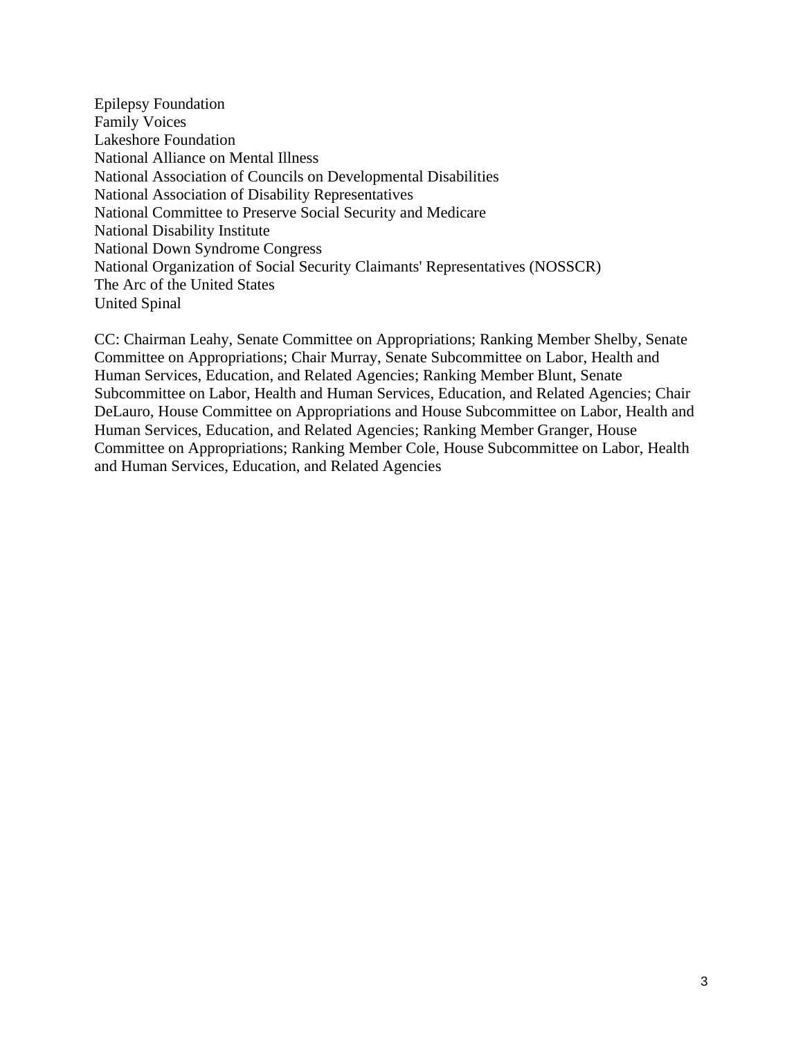Epilepsy Foundation
Family Voices
Lakeshore Foundation
National Alliance on Mental Illness
National Association of Councils on Developmental Disabilities
National Association of Disability Representatives
National Committee to Preserve Social Security and Medicare
National Disability Institute
National Down Syndrome Congress
National Organization of Social Security Claimants' Representatives (NOSSCR)
The Arc of the United States
United Spinal

CC: Chairman Leahy, Senate Committee on Appropriations; Ranking Member Shelby, Senate Committee on Appropriations; Chair Murray, Senate Subcommittee on Labor, Health and Human Services, Education, and Related Agencies; Ranking Member Blunt, Senate Subcommittee on Labor, Health and Human Services, Education, and Related Agencies; Chair DeLauro, House Committee on Appropriations and House Subcommittee on Labor, Health and Human Services, Education, and Related Agencies; Ranking Member Granger, House Committee on Appropriations; Ranking Member Cole, House Subcommittee on Labor, Health and Human Services, Education, and Related Agencies